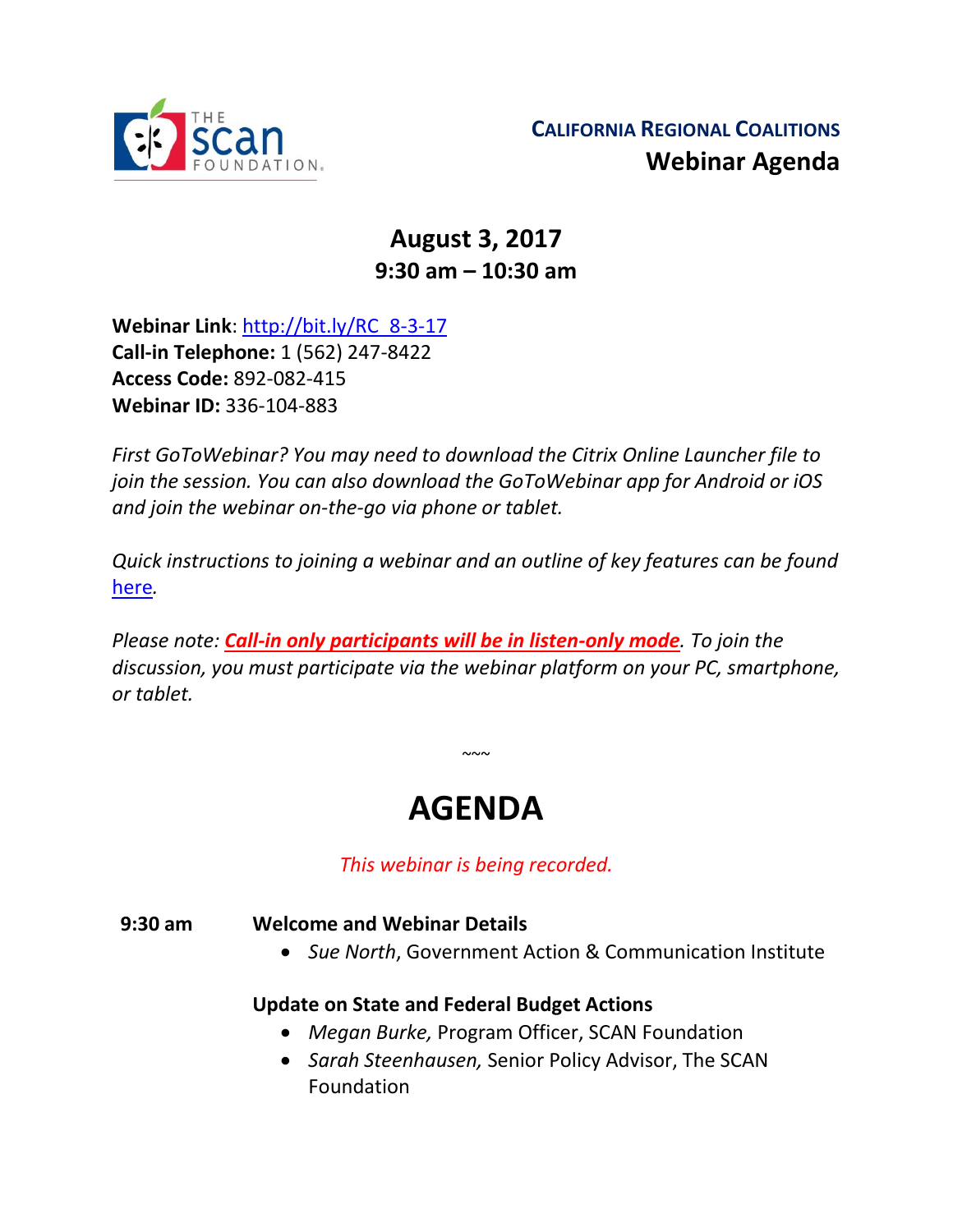THE SCAN FOUNDATION

**CALIFORNIA REGIONAL COALITIONS**
**Webinar Agenda**

## August 3, 2017
## 9:30 am – 10:30 am

**Webinar Link**: [http://bit.ly/RC_8-3-17](http://bit.ly/RC_8-3-17)
**Call-in Telephone:** 1 (562) 247-8422
**Access Code:** 892-082-415
**Webinar ID:** 336-104-883

*First GoToWebinar? You may need to download the Citrix Online Launcher file to join the session. You can also download the GoToWebinar app for Android or iOS and join the webinar on-the-go via phone or tablet.*

*Quick instructions to joining a webinar and an outline of key features can be found [here](here).*

*Please note: **Call-in only participants will be in listen-only mode**. To join the discussion, you must participate via the webinar platform on your PC, smartphone, or tablet.*

~~~

# AGENDA

*This webinar is being recorded.*

**9:30 am** **Welcome and Webinar Details**

- *Sue North*, Government Action & Communication Institute

**Update on State and Federal Budget Actions**

- *Megan Burke,* Program Officer, SCAN Foundation
- *Sarah Steenhausen,* Senior Policy Advisor, The SCAN Foundation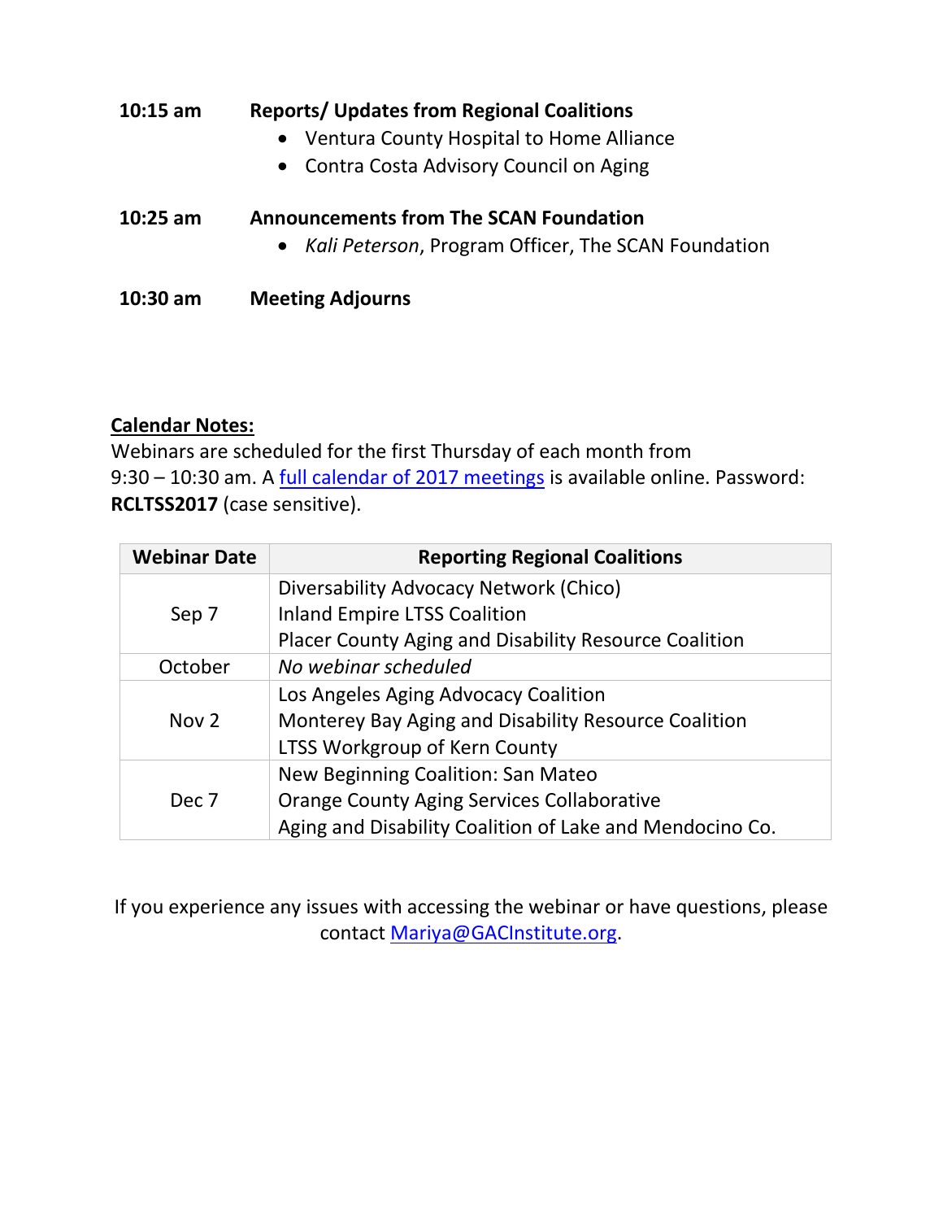**10:15 am** **Reports/ Updates from Regional Coalitions**

- Ventura County Hospital to Home Alliance
- Contra Costa Advisory Council on Aging

**10:25 am** **Announcements from The SCAN Foundation**

- *Kali Peterson*, Program Officer, The SCAN Foundation

**10:30 am** **Meeting Adjourns**

**Calendar Notes:**

Webinars are scheduled for the first Thursday of each month from 9:30 – 10:30 am. A full calendar of 2017 meetings is available online. Password: **RCLTSS2017** (case sensitive).

| Webinar Date | Reporting Regional Coalitions |
|---|---|
| Sep 7 | Diversability Advocacy Network (Chico)<br>Inland Empire LTSS Coalition<br>Placer County Aging and Disability Resource Coalition |
| October | *No webinar scheduled* |
| Nov 2 | Los Angeles Aging Advocacy Coalition<br>Monterey Bay Aging and Disability Resource Coalition<br>LTSS Workgroup of Kern County |
| Dec 7 | New Beginning Coalition: San Mateo<br>Orange County Aging Services Collaborative<br>Aging and Disability Coalition of Lake and Mendocino Co. |

If you experience any issues with accessing the webinar or have questions, please contact Mariya@GACInstitute.org.